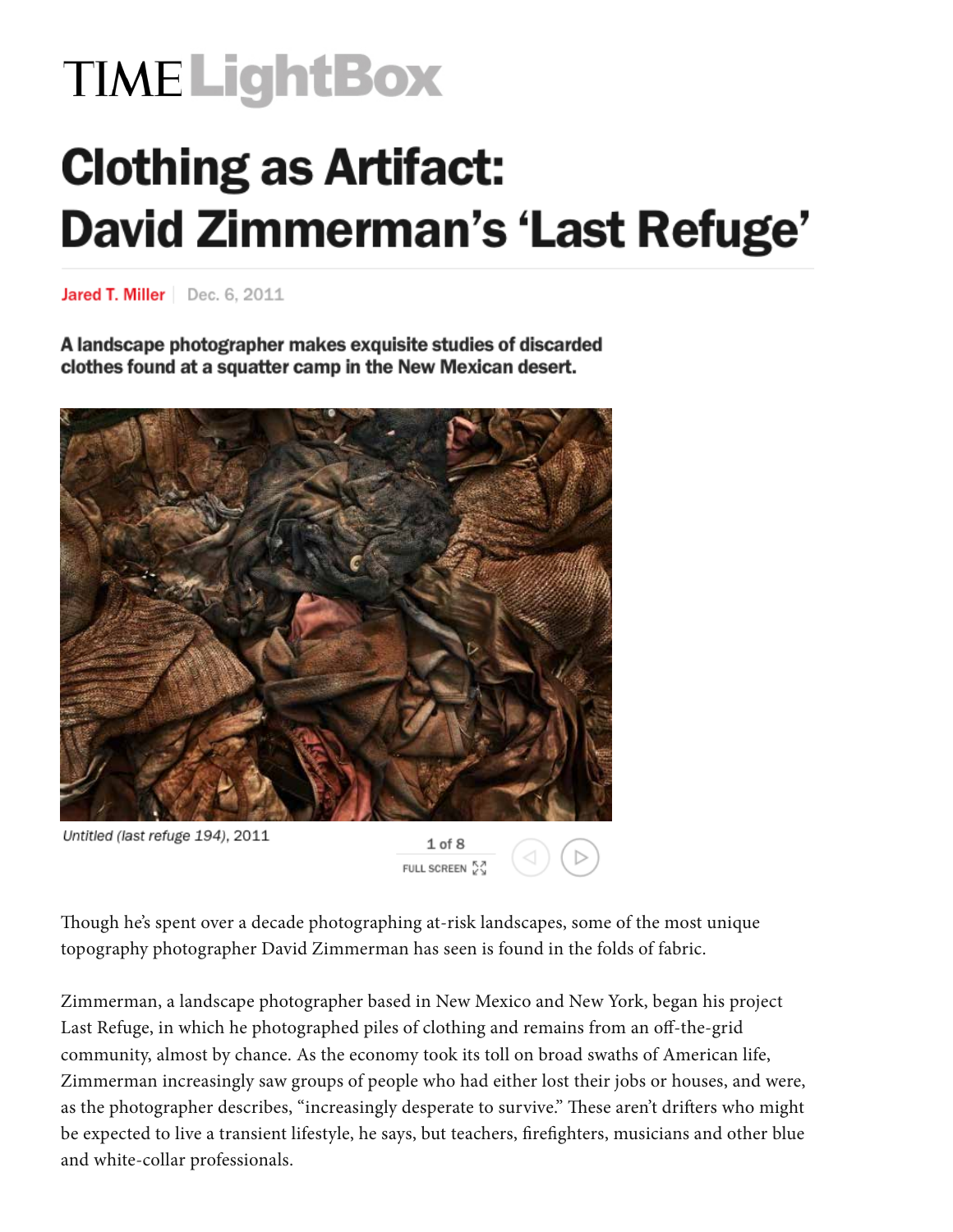TIME LightBox

# Clothing as Artifact: David Zimmerman's 'Last Refuge'

Jared T. Miller | Dec. 6, 2011

**A landscape photographer makes exquisite studies of discarded clothes found at a squatter camp in the New Mexican desert.**

*Untitled (last refuge 194)*, 2011

Though he's spent over a decade photographing at-risk landscapes, some of the most unique topography photographer David Zimmerman has seen is found in the folds of fabric.

Zimmerman, a landscape photographer based in New Mexico and New York, began his project Last Refuge, in which he photographed piles of clothing and remains from an off-the-grid community, almost by chance. As the economy took its toll on broad swaths of American life, Zimmerman increasingly saw groups of people who had either lost their jobs or houses, and were, as the photographer describes, "increasingly desperate to survive." These aren't drifters who might be expected to live a transient lifestyle, he says, but teachers, firefighters, musicians and other blue and white-collar professionals.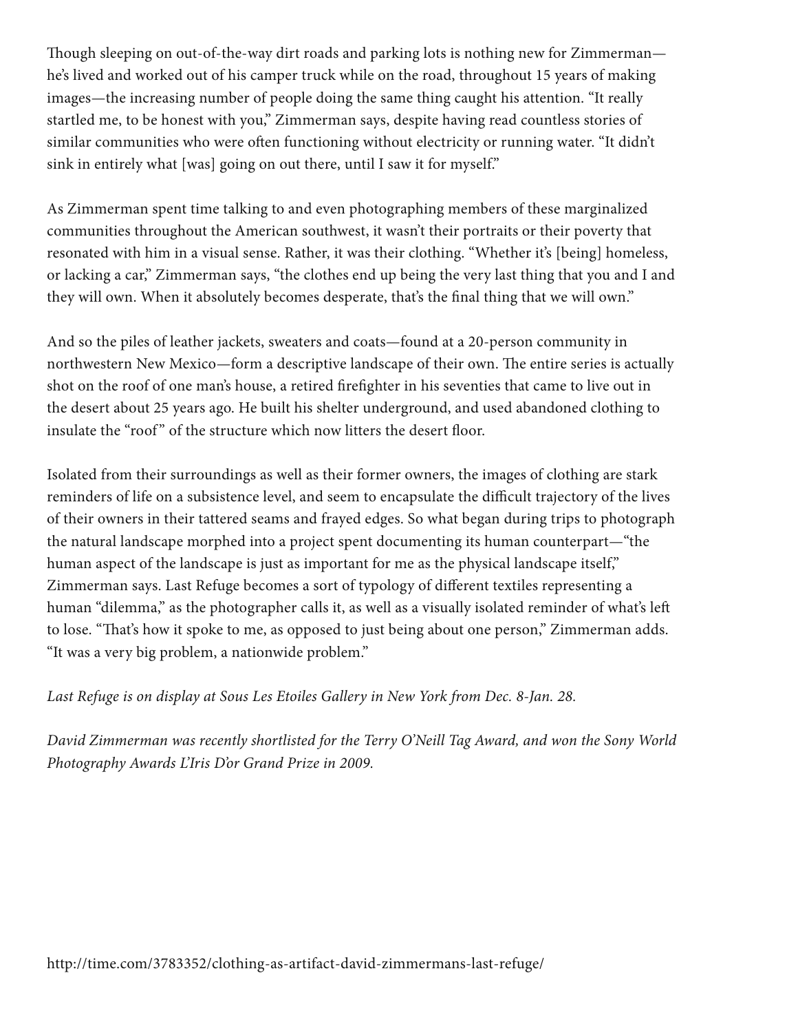Though sleeping on out-of-the-way dirt roads and parking lots is nothing new for Zimmerman—he's lived and worked out of his camper truck while on the road, throughout 15 years of making images—the increasing number of people doing the same thing caught his attention. "It really startled me, to be honest with you," Zimmerman says, despite having read countless stories of similar communities who were often functioning without electricity or running water. "It didn't sink in entirely what [was] going on out there, until I saw it for myself."

As Zimmerman spent time talking to and even photographing members of these marginalized communities throughout the American southwest, it wasn't their portraits or their poverty that resonated with him in a visual sense. Rather, it was their clothing. "Whether it's [being] homeless, or lacking a car," Zimmerman says, "the clothes end up being the very last thing that you and I and they will own. When it absolutely becomes desperate, that's the final thing that we will own."

And so the piles of leather jackets, sweaters and coats—found at a 20-person community in northwestern New Mexico—form a descriptive landscape of their own. The entire series is actually shot on the roof of one man's house, a retired firefighter in his seventies that came to live out in the desert about 25 years ago. He built his shelter underground, and used abandoned clothing to insulate the "roof" of the structure which now litters the desert floor.

Isolated from their surroundings as well as their former owners, the images of clothing are stark reminders of life on a subsistence level, and seem to encapsulate the difficult trajectory of the lives of their owners in their tattered seams and frayed edges. So what began during trips to photograph the natural landscape morphed into a project spent documenting its human counterpart—"the human aspect of the landscape is just as important for me as the physical landscape itself," Zimmerman says. Last Refuge becomes a sort of typology of different textiles representing a human "dilemma," as the photographer calls it, as well as a visually isolated reminder of what's left to lose. "That's how it spoke to me, as opposed to just being about one person," Zimmerman adds. "It was a very big problem, a nationwide problem."

*Last Refuge is on display at Sous Les Etoiles Gallery in New York from Dec. 8-Jan. 28.*

*David Zimmerman was recently shortlisted for the Terry O'Neill Tag Award, and won the Sony World Photography Awards L'Iris D'or Grand Prize in 2009.*

http://time.com/3783352/clothing-as-artifact-david-zimmermans-last-refuge/